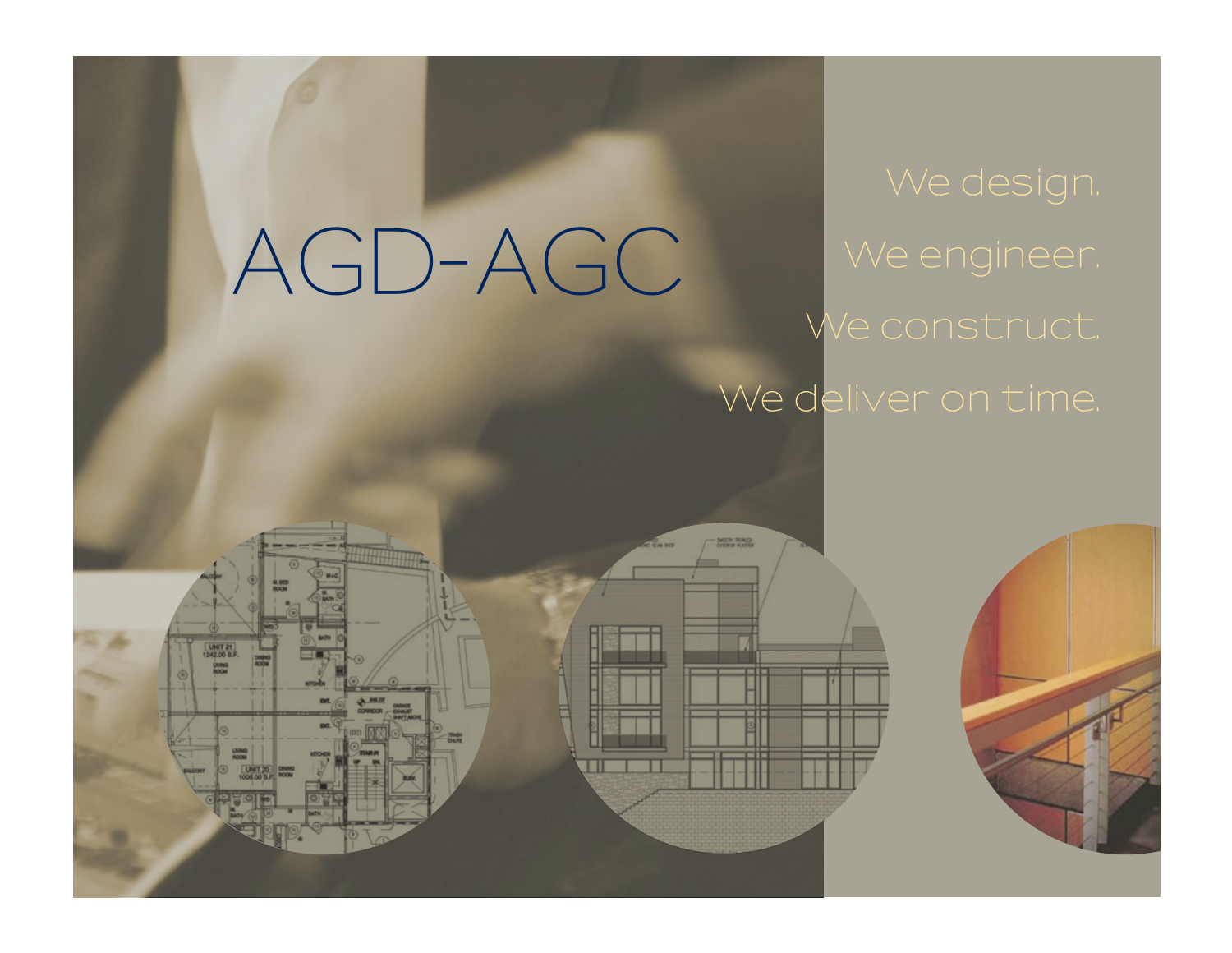# AGD-AGC

We design.

We engineer.

We construct.

We deliver on time.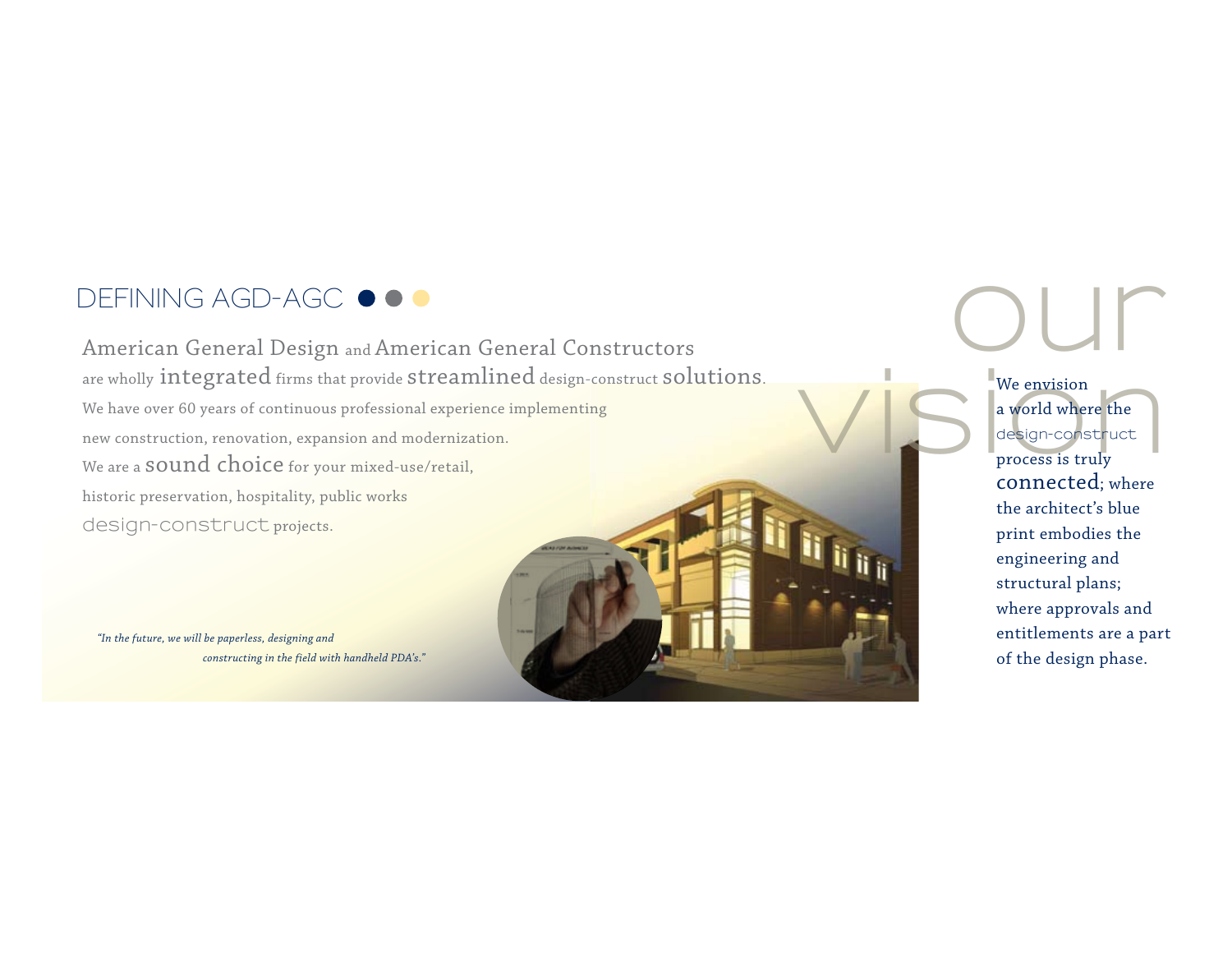## DEFINING AGD-AGC

American General Design and American General Constructors are wholly integrated firms that provide streamlined design-construct solutions. We have over 60 years of continuous professional experience implementing new construction, renovation, expansion and modernization. We are a sound choice for your mixed-use/retail, historic preservation, hospitality, public works design-construct projects.

*"In the future, we will be paperless, designing and constructing in the field with handheld PDA's."*

## our vision

We envision a world where the design-construct process is truly connected; where the architect's blue print embodies the engineering and structural plans; where approvals and entitlements are a part of the design phase.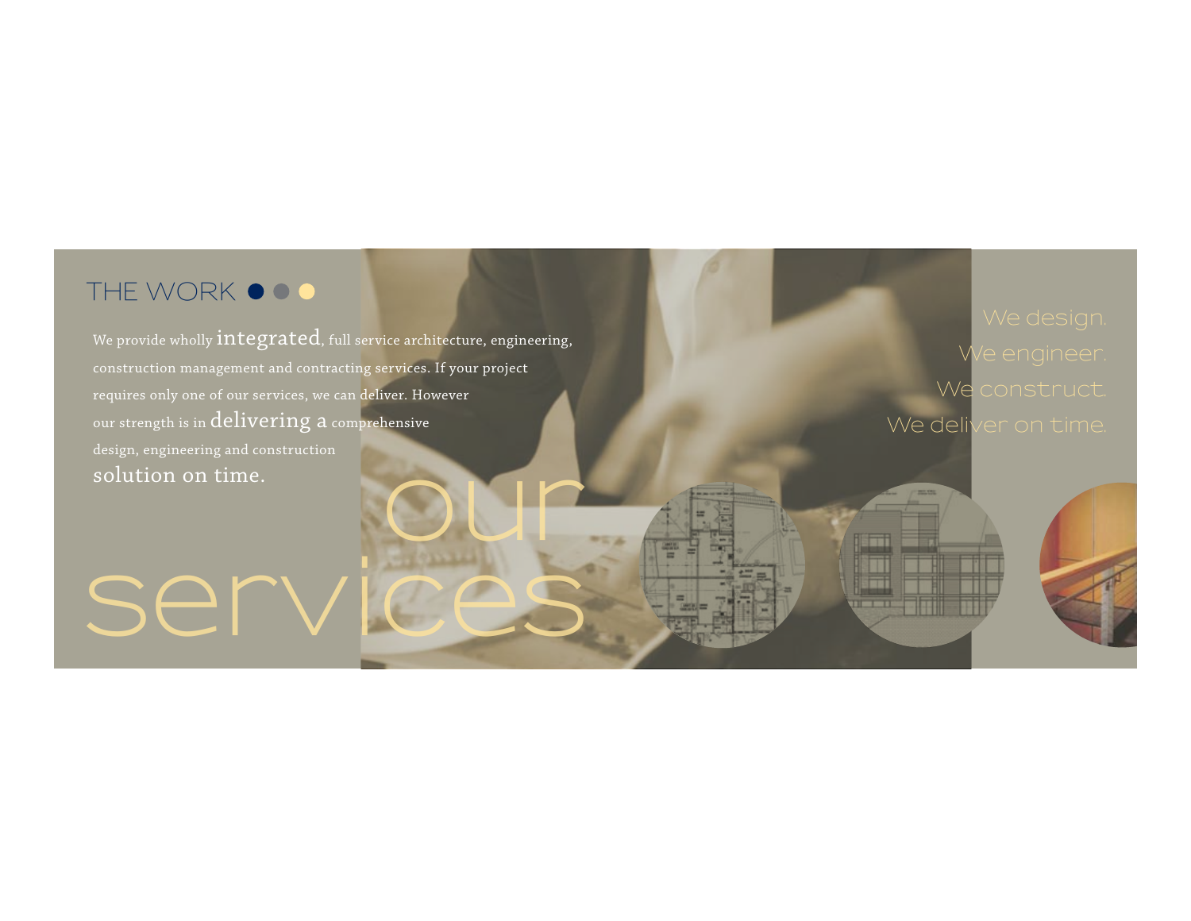## THE WORK

We provide wholly integrated, full service architecture, engineering, construction management and contracting services. If your project requires only one of our services, we can deliver. However our strength is in delivering a comprehensive design, engineering and construction solution on time.

# our services

We design.
We engineer.
We construct.
We deliver on time.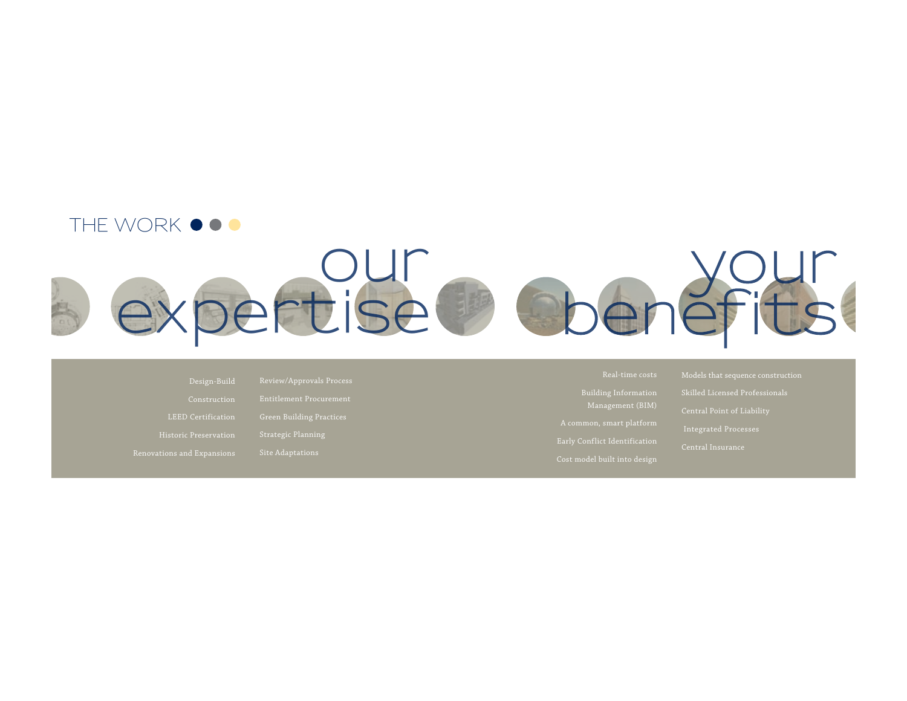THE WORK

## our expertise

- Design-Build
- Construction
- LEED Certification
- Historic Preservation
- Renovations and Expansions
- Review/Approvals Process
- Entitlement Procurement
- Green Building Practices
- Strategic Planning
- Site Adaptations

## your benefits

- Real-time costs
- Building Information Management (BIM)
- A common, smart platform
- Early Conflict Identification
- Cost model built into design
- Models that sequence construction
- Skilled Licensed Professionals
- Central Point of Liability
- Integrated Processes
- Central Insurance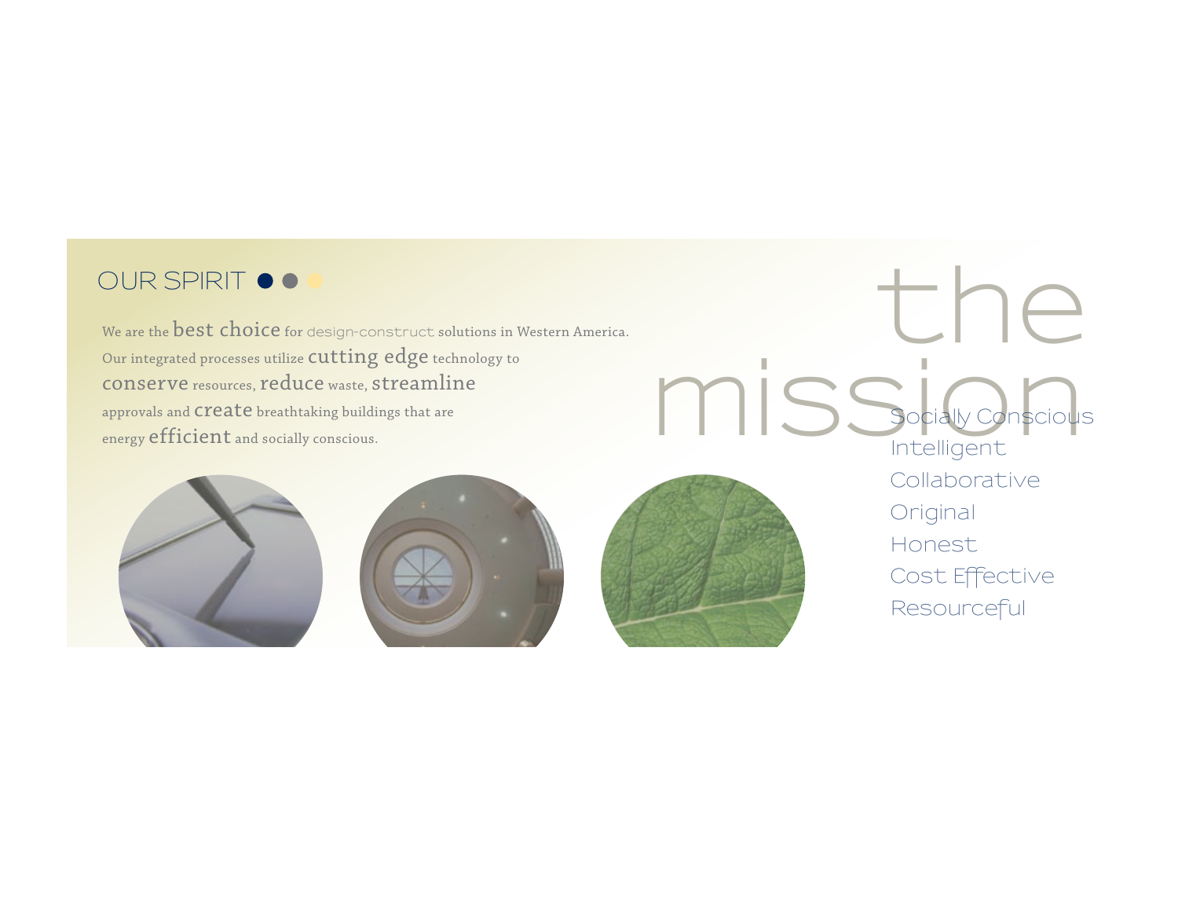## OUR SPIRIT

We are the best choice for design-construct solutions in Western America. Our integrated processes utilize cutting edge technology to conserve resources, reduce waste, streamline approvals and create breathtaking buildings that are energy efficient and socially conscious.

# the mission

- Socially Conscious
- Intelligent
- Collaborative
- Original
- Honest
- Cost Effective
- Resourceful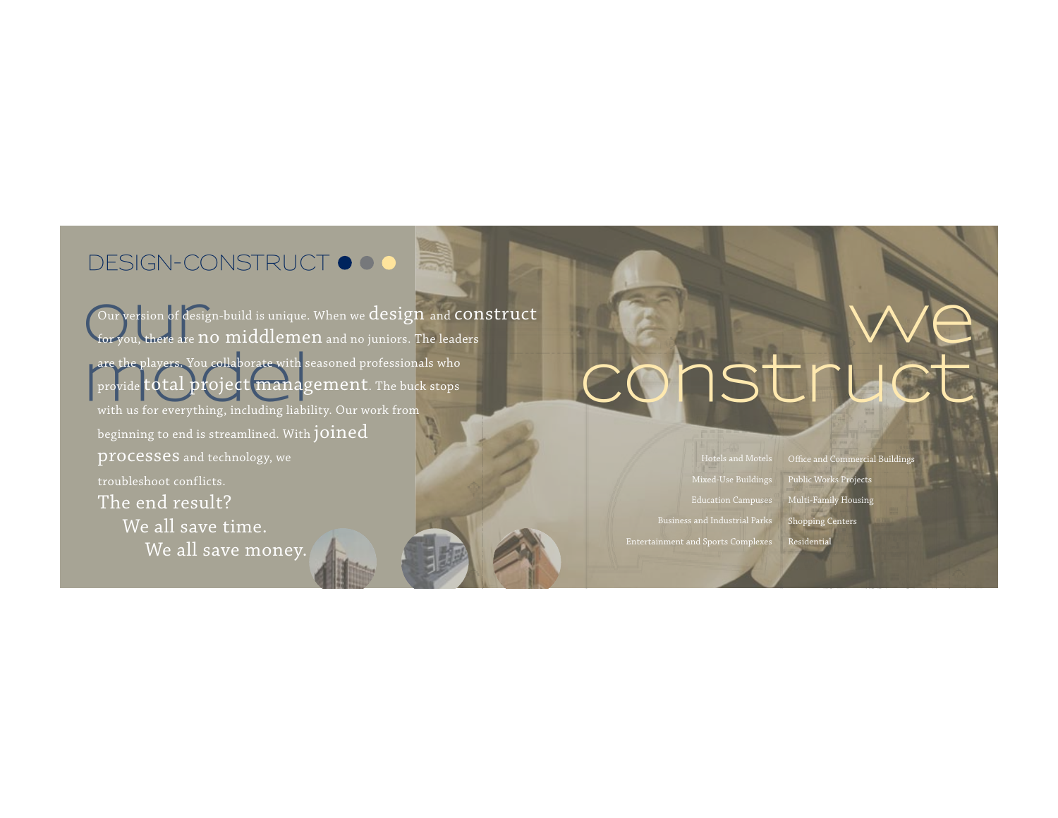## DESIGN-CONSTRUCT

# our model

Our version of design-build is unique. When we **design** and **construct** for you, there are **no middlemen** and no juniors. The leaders are the players. You collaborate with seasoned professionals who provide **total project management**. The buck stops with us for everything, including liability. Our work from beginning to end is streamlined. With **joined processes** and technology, we troubleshoot conflicts.

The end result?
We all save time.
We all save money.

# we construct

- Hotels and Motels
- Mixed-Use Buildings
- Education Campuses
- Business and Industrial Parks
- Entertainment and Sports Complexes
- Office and Commercial Buildings
- Public Works Projects
- Multi-Family Housing
- Shopping Centers
- Residential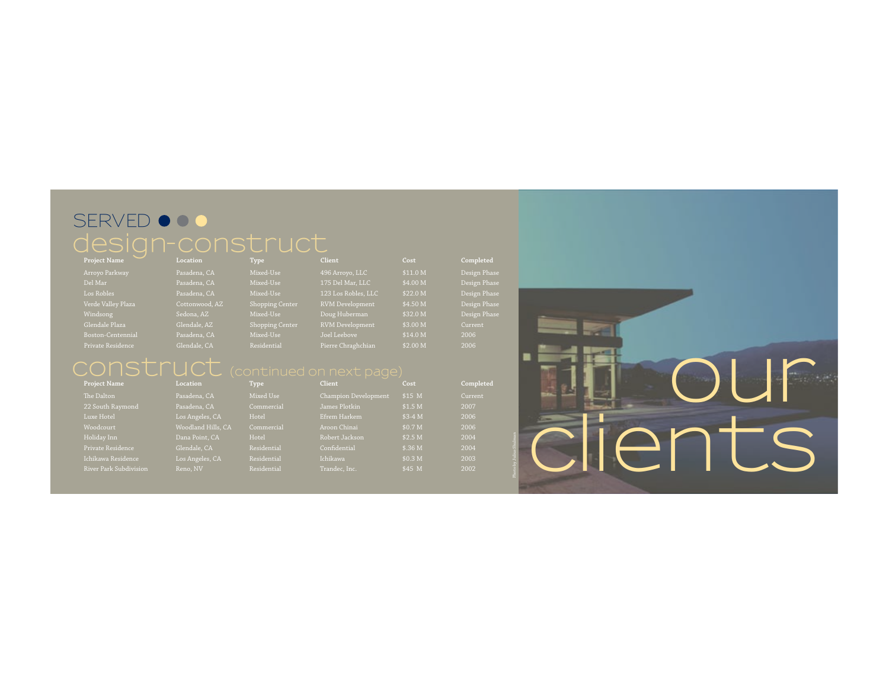# SERVED

## design-construct

| Project Name | Location | Type | Client | Cost | Completed |
|---|---|---|---|---|---|
| Arroyo Parkway | Pasadena, CA | Mixed-Use | 496 Arroyo, LLC | $11.0 M | Design Phase |
| Del Mar | Pasadena, CA | Mixed-Use | 175 Del Mar, LLC | $4.00 M | Design Phase |
| Los Robles | Pasadena, CA | Mixed-Use | 123 Los Robles, LLC | $22.0 M | Design Phase |
| Verde Valley Plaza | Cottonwood, AZ | Shopping Center | RVM Development | $4.50 M | Design Phase |
| Windsong | Sedona, AZ | Mixed-Use | Doug Huberman | $32.0 M | Design Phase |
| Glendale Plaza | Glendale, AZ | Shopping Center | RVM Development | $3.00 M | Current |
| Boston-Centennial | Pasadena, CA | Mixed-Use | Joel Leebove | $14.0 M | 2006 |
| Private Residence | Glendale, CA | Residential | Pierre Chraghchian | $2.00 M | 2006 |

## construct (continued on next page)

| Project Name | Location | Type | Client | Cost | Completed |
|---|---|---|---|---|---|
| The Dalton | Pasadena, CA | Mixed Use | Champion Development | $15 M | Current |
| 22 South Raymond | Pasadena, CA | Commercial | James Plotkin | $1.5 M | 2007 |
| Luxe Hotel | Los Angeles, CA | Hotel | Efrem Harkem | $3-4 M | 2006 |
| Woodcourt | Woodland Hills, CA | Commercial | Aroon Chinai | $0.7 M | 2006 |
| Holiday Inn | Dana Point, CA | Hotel | Robert Jackson | $2.5 M | 2004 |
| Private Residence | Glendale, CA | Residential | Confidential | $.36 M | 2004 |
| Ichikawa Residence | Los Angeles, CA | Residential | Ichikawa | $0.3 M | 2003 |
| River Park Subdivision | Reno, NV | Residential | Trandec, Inc. | $45 M | 2002 |

Photo by Julius Shulman

# our clients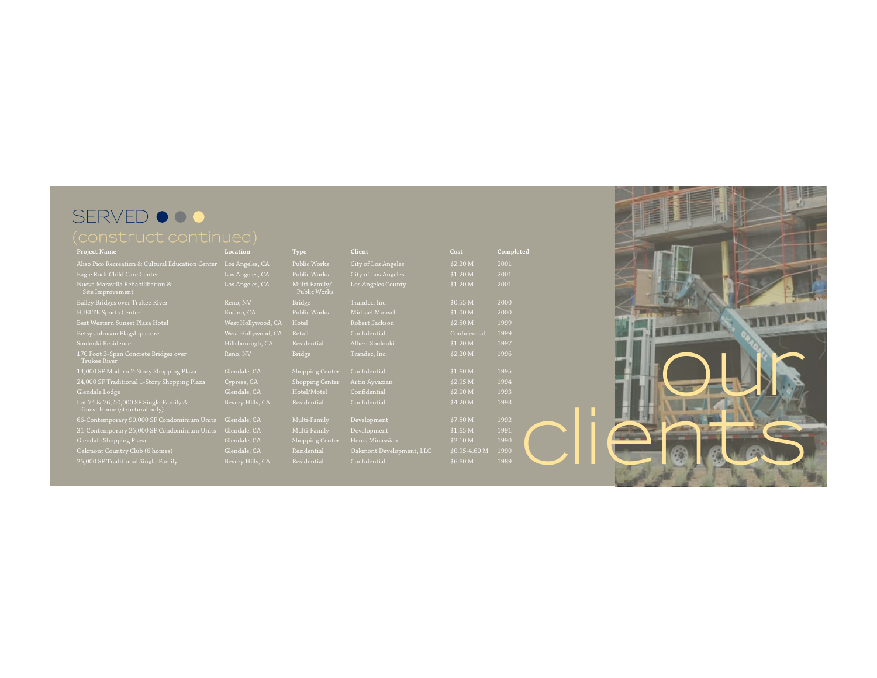## SERVED

(construct continued)

| Project Name | Location | Type | Client | Cost | Completed |
|---|---|---|---|---|---|
| Aliso Pico Recreation & Cultural Education Center | Los Angeles, CA | Public Works | City of Los Angeles | $2.20 M | 2001 |
| Eagle Rock Child Care Center | Los Angeles, CA | Public Works | City of Los Angeles | $1.20 M | 2001 |
| Nueva Maravilla Rehabilitation & Site Improvement | Los Angeles, CA | Multi-Family/ Public Works | Los Angeles County | $1.20 M | 2001 |
| Bailey Bridges over Trukee River | Reno, NV | Bridge | Trandec, Inc. | $0.55 M | 2000 |
| HJELTE Sports Center | Encino, CA | Public Works | Michael Munsch | $1.00 M | 2000 |
| Best Western Sunset Plaza Hotel | West Hollywood, CA | Hotel | Robert Jackson | $2.50 M | 1999 |
| Betsy Johnson Flagship store | West Hollywood, CA | Retail | Confidential | Confidential | 1999 |
| Soulouki Residence | Hillsborough, CA | Residential | Albert Soulouki | $1.20 M | 1997 |
| 170 Foot 3-Span Concrete Bridges over Trukee River | Reno, NV | Bridge | Trandec, Inc. | $2.20 M | 1996 |
| 14,000 SF Modern 2-Story Shopping Plaza | Glendale, CA | Shopping Center | Confidential | $1.60 M | 1995 |
| 24,000 SF Traditional 1-Story Shopping Plaza | Cypress, CA | Shopping Center | Artin Ayvazian | $2.95 M | 1994 |
| Glendale Lodge | Glendale, CA | Hotel/Motel | Confidential | $2.00 M | 1993 |
| Lot 74 & 76, 50,000 SF Single-Family & Guest Home (structural only) | Bevery Hills, CA | Residential | Confidential | $4.20 M | 1993 |
| 66-Contemporary 90,000 SF Condominium Units | Glendale, CA | Multi-Family | Development | $7.50 M | 1992 |
| 31-Contemporary 25,000 SF Condominium Units | Glendale, CA | Multi-Family | Development | $1.65 M | 1991 |
| Glendale Shopping Plaza | Glendale, CA | Shopping Center | Heros Minassian | $2.10 M | 1990 |
| Oakmont Country Club (6 homes) | Glendale, CA | Residential | Oakmont Development, LLC | $0.95-4.60 M | 1990 |
| 25,000 SF Traditional Single-Family | Bevery Hills, CA | Residential | Confidential | $6.60 M | 1989 |

our clients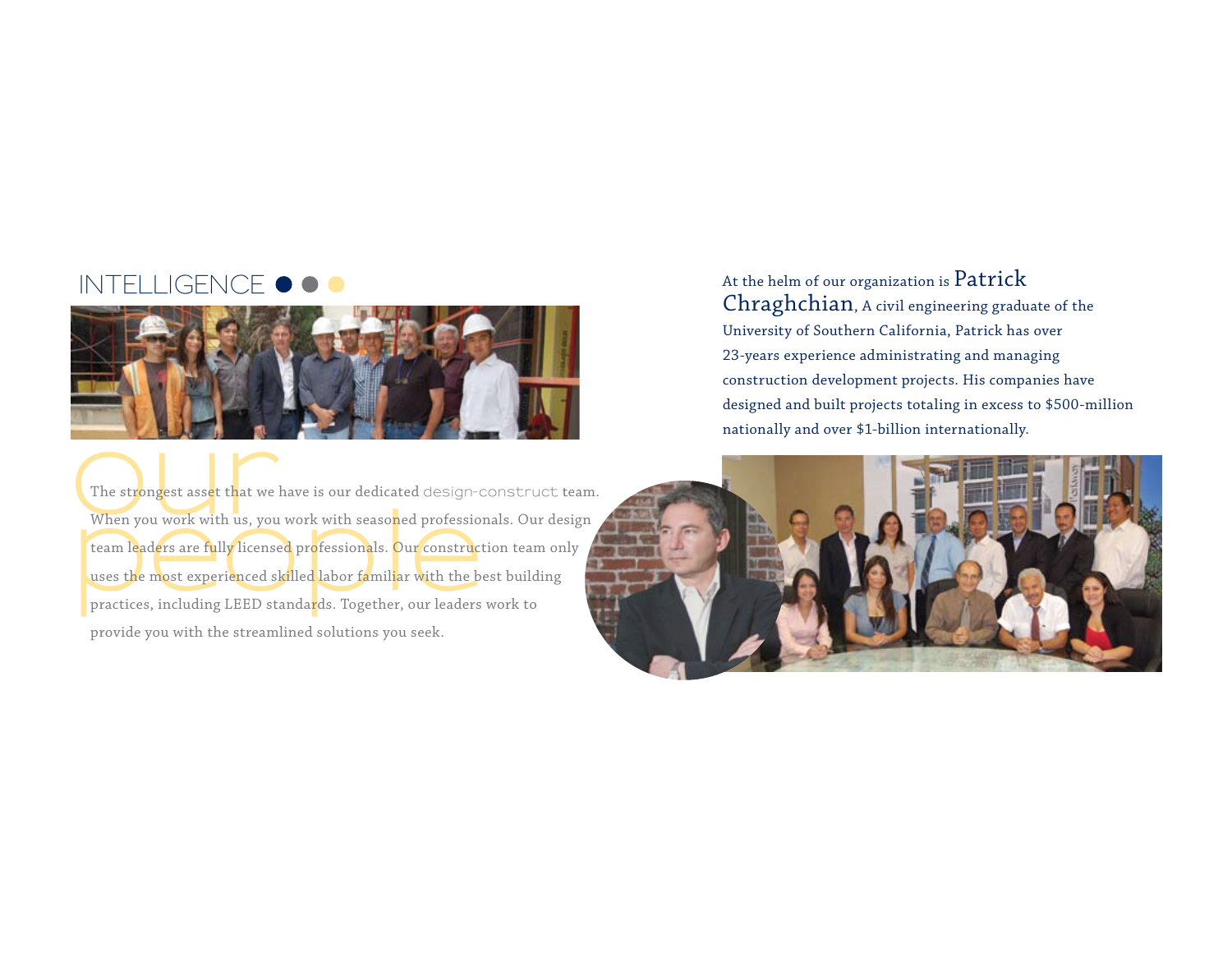## INTELLIGENCE

# our people

The strongest asset that we have is our dedicated design-construct team. When you work with us, you work with seasoned professionals. Our design team leaders are fully licensed professionals. Our construction team only uses the most experienced skilled labor familiar with the best building practices, including LEED standards. Together, our leaders work to provide you with the streamlined solutions you seek.

At the helm of our organization is Patrick Chraghchian, A civil engineering graduate of the University of Southern California, Patrick has over 23-years experience administrating and managing construction development projects. His companies have designed and built projects totaling in excess to $500-million nationally and over $1-billion internationally.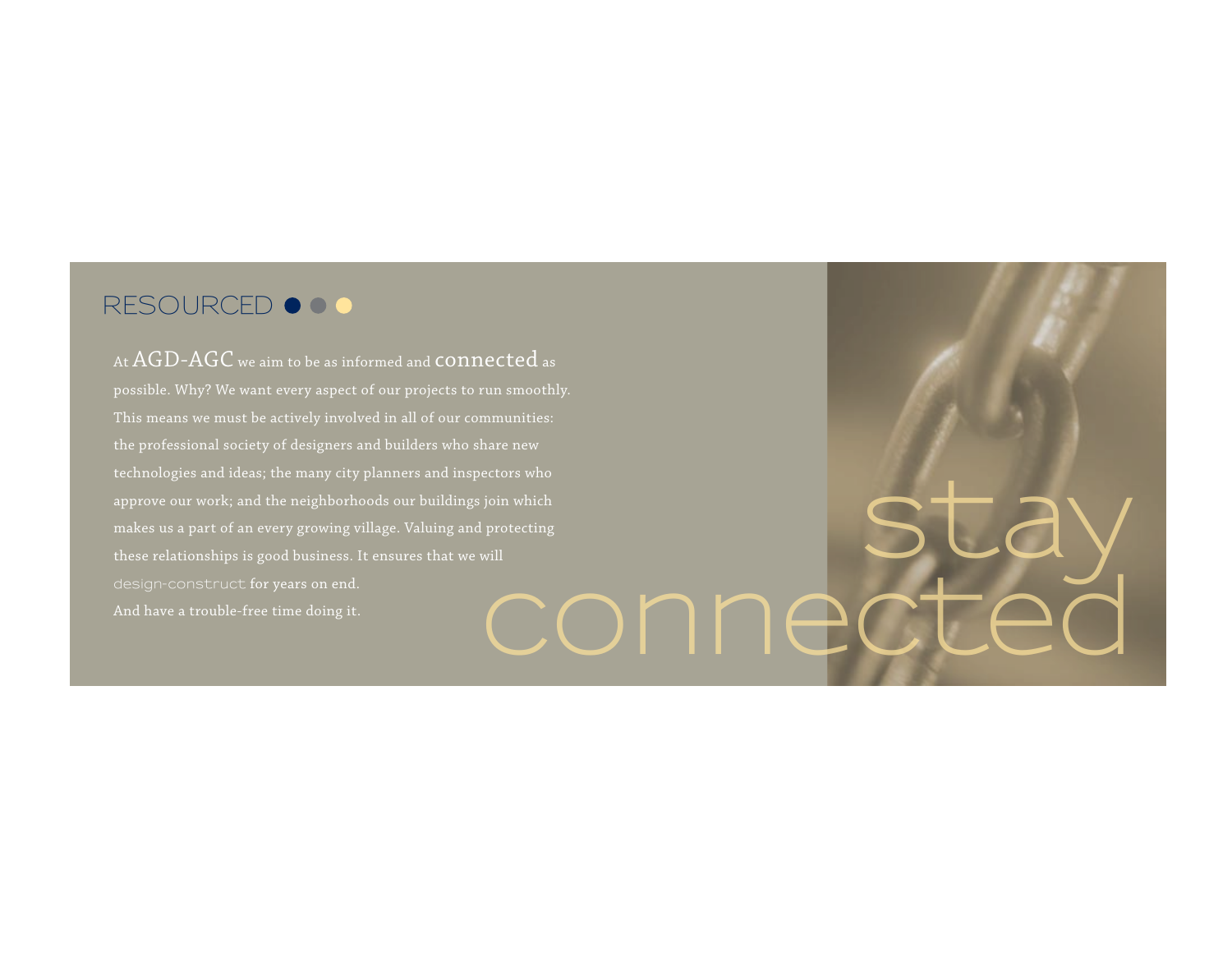## RESOURCED

At AGD-AGC we aim to be as informed and connected as possible. Why? We want every aspect of our projects to run smoothly. This means we must be actively involved in all of our communities: the professional society of designers and builders who share new technologies and ideas; the many city planners and inspectors who approve our work; and the neighborhoods our buildings join which makes us a part of an every growing village. Valuing and protecting these relationships is good business. It ensures that we will design-construct for years on end.
And have a trouble-free time doing it.

stay connected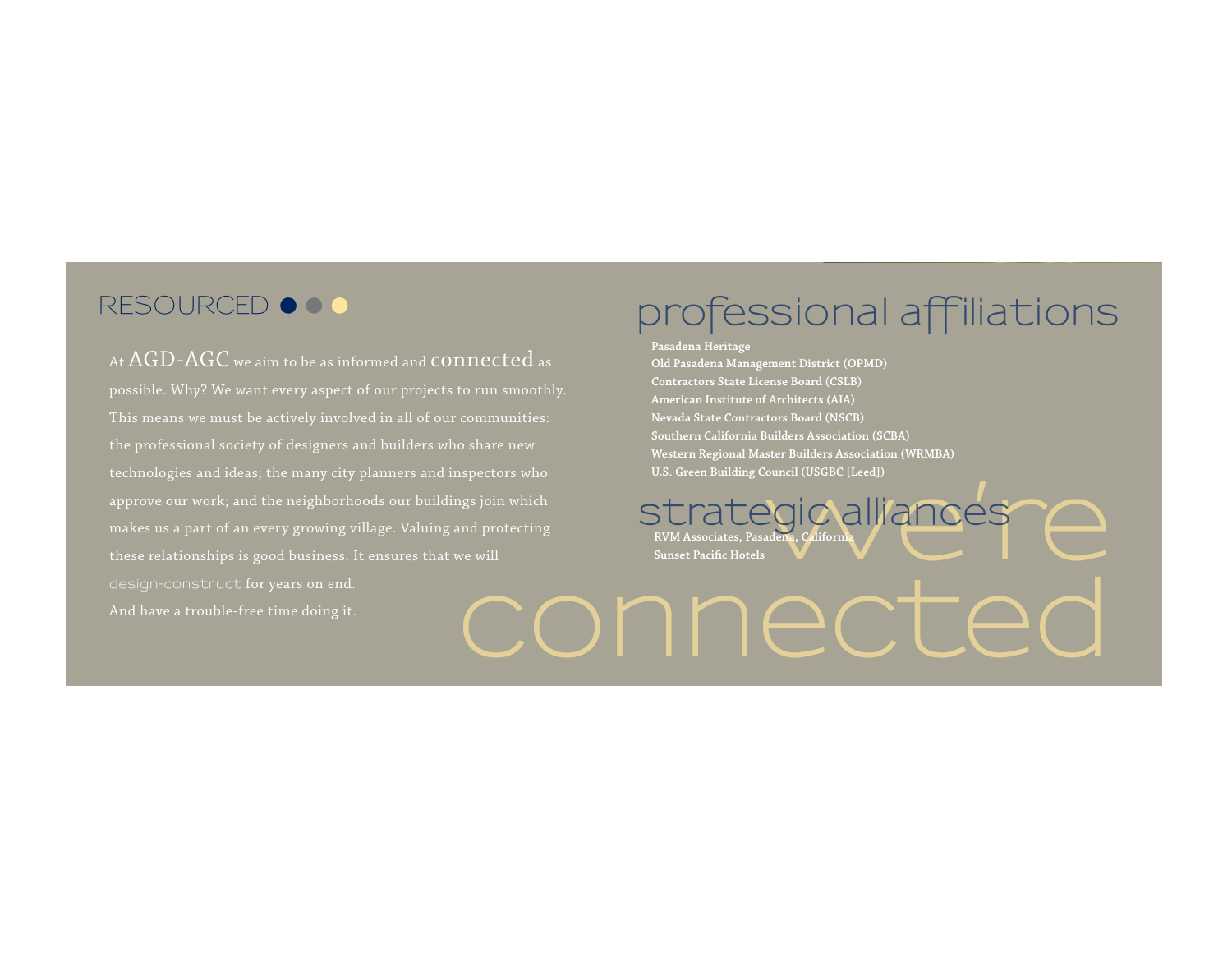## RESOURCED

At AGD-AGC we aim to be as informed and connected as possible. Why? We want every aspect of our projects to run smoothly. This means we must be actively involved in all of our communities: the professional society of designers and builders who share new technologies and ideas; the many city planners and inspectors who approve our work; and the neighborhoods our buildings join which makes us a part of an every growing village. Valuing and protecting these relationships is good business. It ensures that we will design-construct for years on end.
And have a trouble-free time doing it.

## professional affiliations

**Pasadena Heritage**
**Old Pasadena Management District (OPMD)**
**Contractors State License Board (CSLB)**
**American Institute of Architects (AIA)**
**Nevada State Contractors Board (NSCB)**
**Southern California Builders Association (SCBA)**
**Western Regional Master Builders Association (WRMBA)**
**U.S. Green Building Council (USGBC [Leed])**

## strategic alliances

**RVM Associates, Pasadena, California**
**Sunset Pacific Hotels**

# we're connected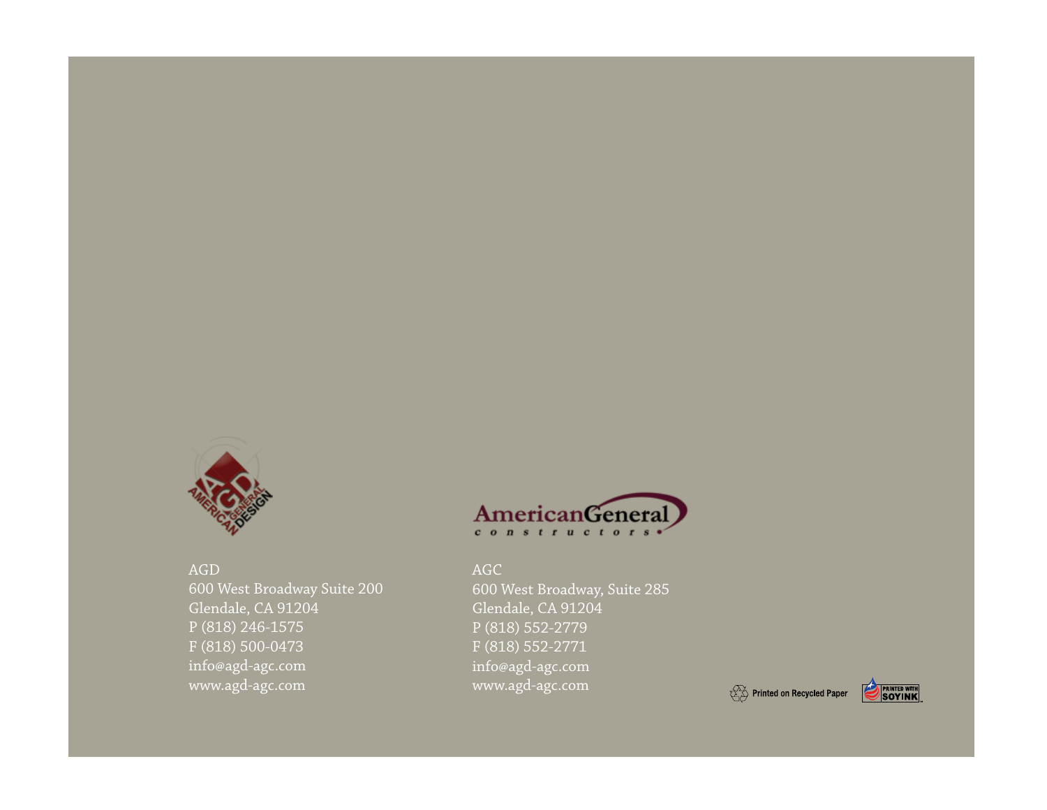AGD
600 West Broadway Suite 200
Glendale, CA 91204
P (818) 246-1575
F (818) 500-0473
info@agd-agc.com
www.agd-agc.com

AGC
600 West Broadway, Suite 285
Glendale, CA 91204
P (818) 552-2779
F (818) 552-2771
info@agd-agc.com
www.agd-agc.com

Printed on Recycled Paper

PRINTED WITH SOYINK